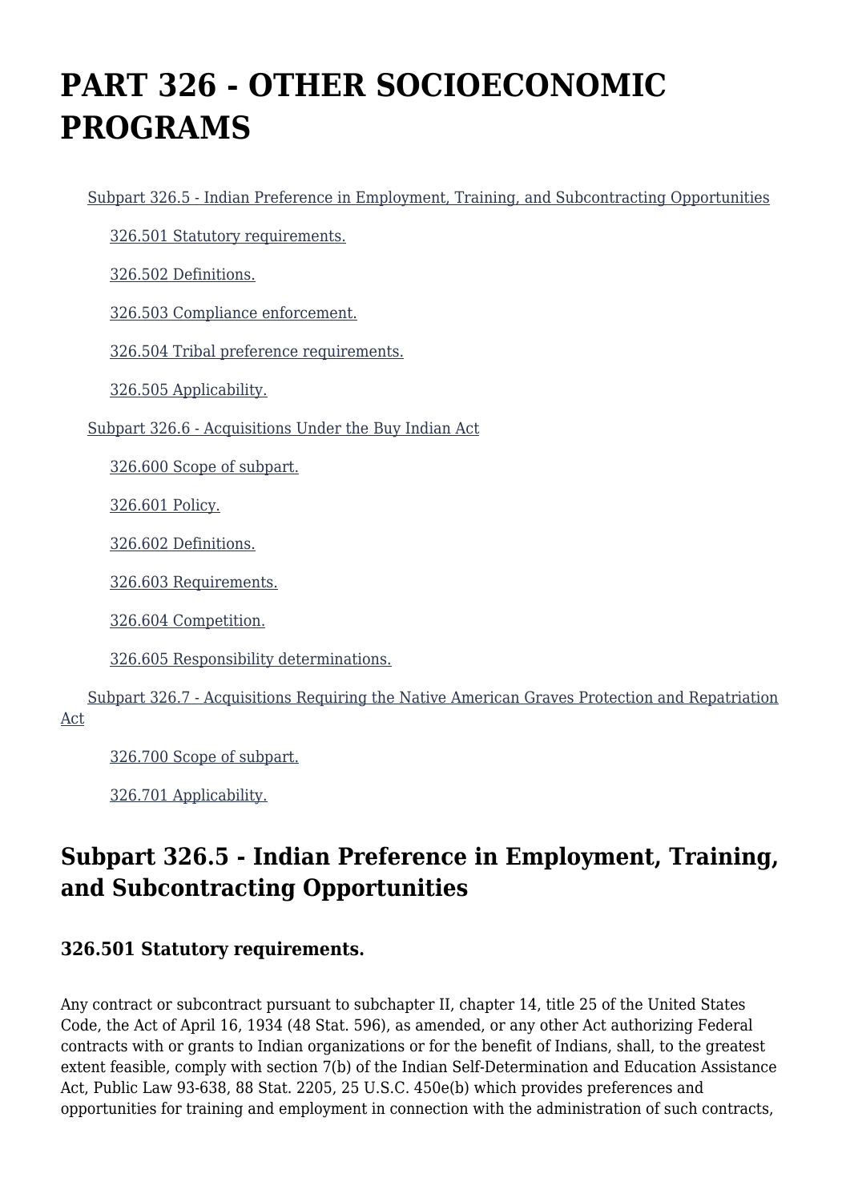# PART 326 - OTHER SOCIOECONOMIC PROGRAMS

- Subpart 326.5 - Indian Preference in Employment, Training, and Subcontracting Opportunities
  - 326.501 Statutory requirements.
  - 326.502 Definitions.
  - 326.503 Compliance enforcement.
  - 326.504 Tribal preference requirements.
  - 326.505 Applicability.
- Subpart 326.6 - Acquisitions Under the Buy Indian Act
  - 326.600 Scope of subpart.
  - 326.601 Policy.
  - 326.602 Definitions.
  - 326.603 Requirements.
  - 326.604 Competition.
  - 326.605 Responsibility determinations.
- Subpart 326.7 - Acquisitions Requiring the Native American Graves Protection and Repatriation Act
  - 326.700 Scope of subpart.
  - 326.701 Applicability.

## Subpart 326.5 - Indian Preference in Employment, Training, and Subcontracting Opportunities

### 326.501 Statutory requirements.

Any contract or subcontract pursuant to subchapter II, chapter 14, title 25 of the United States Code, the Act of April 16, 1934 (48 Stat. 596), as amended, or any other Act authorizing Federal contracts with or grants to Indian organizations or for the benefit of Indians, shall, to the greatest extent feasible, comply with section 7(b) of the Indian Self-Determination and Education Assistance Act, Public Law 93-638, 88 Stat. 2205, 25 U.S.C. 450e(b) which provides preferences and opportunities for training and employment in connection with the administration of such contracts,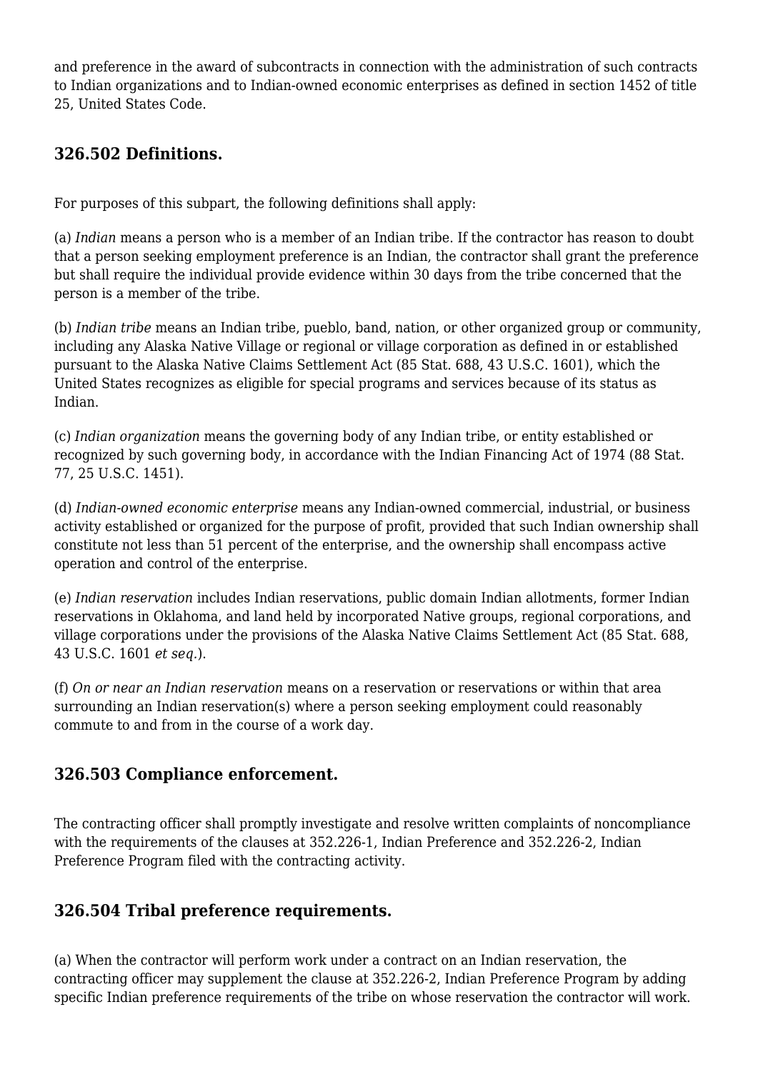and preference in the award of subcontracts in connection with the administration of such contracts to Indian organizations and to Indian-owned economic enterprises as defined in section 1452 of title 25, United States Code.

### 326.502 Definitions.

For purposes of this subpart, the following definitions shall apply:

(a) *Indian* means a person who is a member of an Indian tribe. If the contractor has reason to doubt that a person seeking employment preference is an Indian, the contractor shall grant the preference but shall require the individual provide evidence within 30 days from the tribe concerned that the person is a member of the tribe.

(b) *Indian tribe* means an Indian tribe, pueblo, band, nation, or other organized group or community, including any Alaska Native Village or regional or village corporation as defined in or established pursuant to the Alaska Native Claims Settlement Act (85 Stat. 688, 43 U.S.C. 1601), which the United States recognizes as eligible for special programs and services because of its status as Indian.

(c) *Indian organization* means the governing body of any Indian tribe, or entity established or recognized by such governing body, in accordance with the Indian Financing Act of 1974 (88 Stat. 77, 25 U.S.C. 1451).

(d) *Indian-owned economic enterprise* means any Indian-owned commercial, industrial, or business activity established or organized for the purpose of profit, provided that such Indian ownership shall constitute not less than 51 percent of the enterprise, and the ownership shall encompass active operation and control of the enterprise.

(e) *Indian reservation* includes Indian reservations, public domain Indian allotments, former Indian reservations in Oklahoma, and land held by incorporated Native groups, regional corporations, and village corporations under the provisions of the Alaska Native Claims Settlement Act (85 Stat. 688, 43 U.S.C. 1601 *et seq.*).

(f) *On or near an Indian reservation* means on a reservation or reservations or within that area surrounding an Indian reservation(s) where a person seeking employment could reasonably commute to and from in the course of a work day.

### 326.503 Compliance enforcement.

The contracting officer shall promptly investigate and resolve written complaints of noncompliance with the requirements of the clauses at 352.226-1, Indian Preference and 352.226-2, Indian Preference Program filed with the contracting activity.

### 326.504 Tribal preference requirements.

(a) When the contractor will perform work under a contract on an Indian reservation, the contracting officer may supplement the clause at 352.226-2, Indian Preference Program by adding specific Indian preference requirements of the tribe on whose reservation the contractor will work.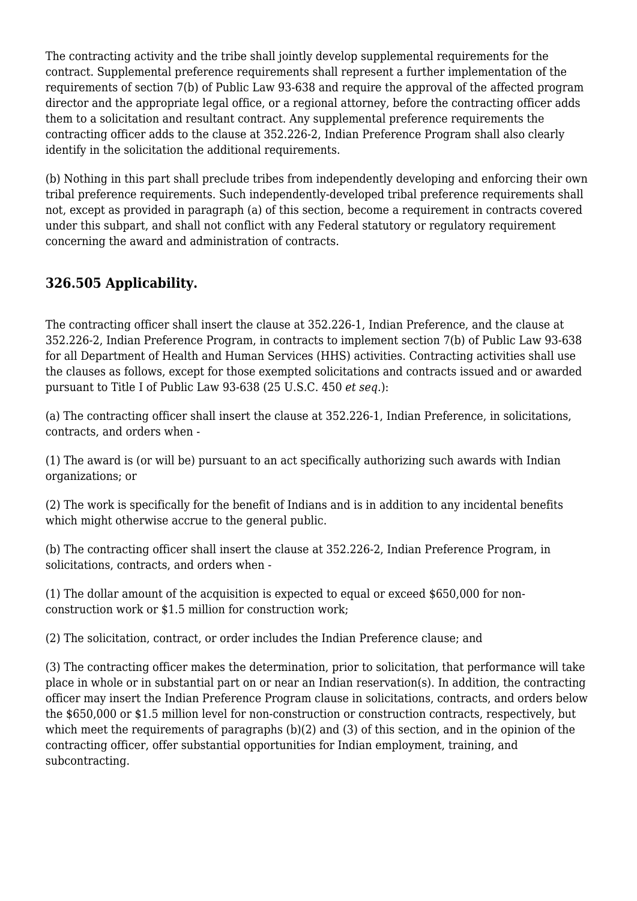The contracting activity and the tribe shall jointly develop supplemental requirements for the contract. Supplemental preference requirements shall represent a further implementation of the requirements of section 7(b) of Public Law 93-638 and require the approval of the affected program director and the appropriate legal office, or a regional attorney, before the contracting officer adds them to a solicitation and resultant contract. Any supplemental preference requirements the contracting officer adds to the clause at 352.226-2, Indian Preference Program shall also clearly identify in the solicitation the additional requirements.

(b) Nothing in this part shall preclude tribes from independently developing and enforcing their own tribal preference requirements. Such independently-developed tribal preference requirements shall not, except as provided in paragraph (a) of this section, become a requirement in contracts covered under this subpart, and shall not conflict with any Federal statutory or regulatory requirement concerning the award and administration of contracts.

### 326.505 Applicability.

The contracting officer shall insert the clause at 352.226-1, Indian Preference, and the clause at 352.226-2, Indian Preference Program, in contracts to implement section 7(b) of Public Law 93-638 for all Department of Health and Human Services (HHS) activities. Contracting activities shall use the clauses as follows, except for those exempted solicitations and contracts issued and or awarded pursuant to Title I of Public Law 93-638 (25 U.S.C. 450 *et seq.*):

(a) The contracting officer shall insert the clause at 352.226-1, Indian Preference, in solicitations, contracts, and orders when -

(1) The award is (or will be) pursuant to an act specifically authorizing such awards with Indian organizations; or

(2) The work is specifically for the benefit of Indians and is in addition to any incidental benefits which might otherwise accrue to the general public.

(b) The contracting officer shall insert the clause at 352.226-2, Indian Preference Program, in solicitations, contracts, and orders when -

(1) The dollar amount of the acquisition is expected to equal or exceed $650,000 for non-construction work or $1.5 million for construction work;

(2) The solicitation, contract, or order includes the Indian Preference clause; and

(3) The contracting officer makes the determination, prior to solicitation, that performance will take place in whole or in substantial part on or near an Indian reservation(s). In addition, the contracting officer may insert the Indian Preference Program clause in solicitations, contracts, and orders below the $650,000 or $1.5 million level for non-construction or construction contracts, respectively, but which meet the requirements of paragraphs (b)(2) and (3) of this section, and in the opinion of the contracting officer, offer substantial opportunities for Indian employment, training, and subcontracting.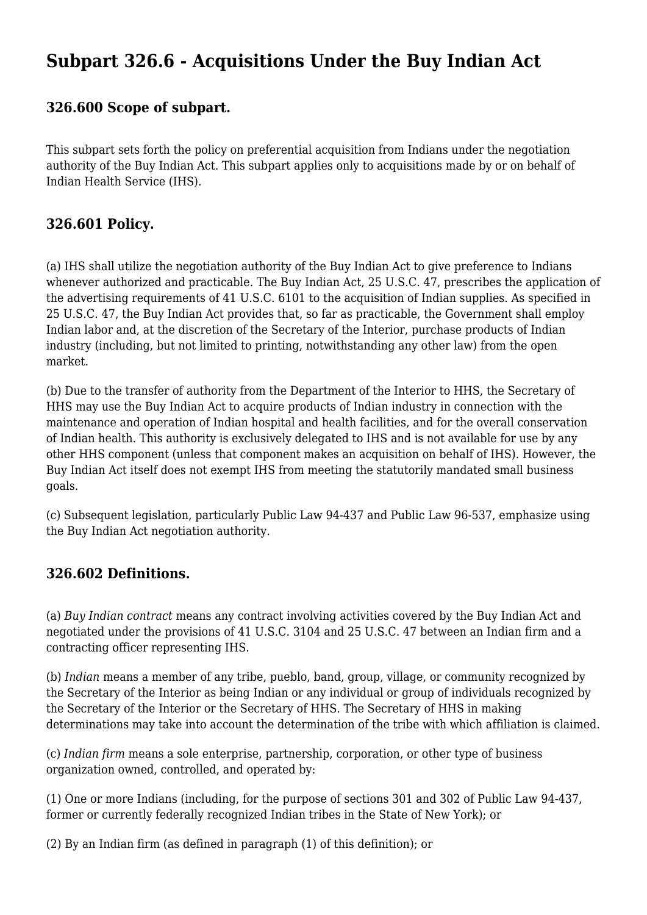## Subpart 326.6 - Acquisitions Under the Buy Indian Act

### 326.600 Scope of subpart.

This subpart sets forth the policy on preferential acquisition from Indians under the negotiation authority of the Buy Indian Act. This subpart applies only to acquisitions made by or on behalf of Indian Health Service (IHS).

### 326.601 Policy.

(a) IHS shall utilize the negotiation authority of the Buy Indian Act to give preference to Indians whenever authorized and practicable. The Buy Indian Act, 25 U.S.C. 47, prescribes the application of the advertising requirements of 41 U.S.C. 6101 to the acquisition of Indian supplies. As specified in 25 U.S.C. 47, the Buy Indian Act provides that, so far as practicable, the Government shall employ Indian labor and, at the discretion of the Secretary of the Interior, purchase products of Indian industry (including, but not limited to printing, notwithstanding any other law) from the open market.

(b) Due to the transfer of authority from the Department of the Interior to HHS, the Secretary of HHS may use the Buy Indian Act to acquire products of Indian industry in connection with the maintenance and operation of Indian hospital and health facilities, and for the overall conservation of Indian health. This authority is exclusively delegated to IHS and is not available for use by any other HHS component (unless that component makes an acquisition on behalf of IHS). However, the Buy Indian Act itself does not exempt IHS from meeting the statutorily mandated small business goals.

(c) Subsequent legislation, particularly Public Law 94-437 and Public Law 96-537, emphasize using the Buy Indian Act negotiation authority.

### 326.602 Definitions.

(a) *Buy Indian contract* means any contract involving activities covered by the Buy Indian Act and negotiated under the provisions of 41 U.S.C. 3104 and 25 U.S.C. 47 between an Indian firm and a contracting officer representing IHS.

(b) *Indian* means a member of any tribe, pueblo, band, group, village, or community recognized by the Secretary of the Interior as being Indian or any individual or group of individuals recognized by the Secretary of the Interior or the Secretary of HHS. The Secretary of HHS in making determinations may take into account the determination of the tribe with which affiliation is claimed.

(c) *Indian firm* means a sole enterprise, partnership, corporation, or other type of business organization owned, controlled, and operated by:

(1) One or more Indians (including, for the purpose of sections 301 and 302 of Public Law 94-437, former or currently federally recognized Indian tribes in the State of New York); or

(2) By an Indian firm (as defined in paragraph (1) of this definition); or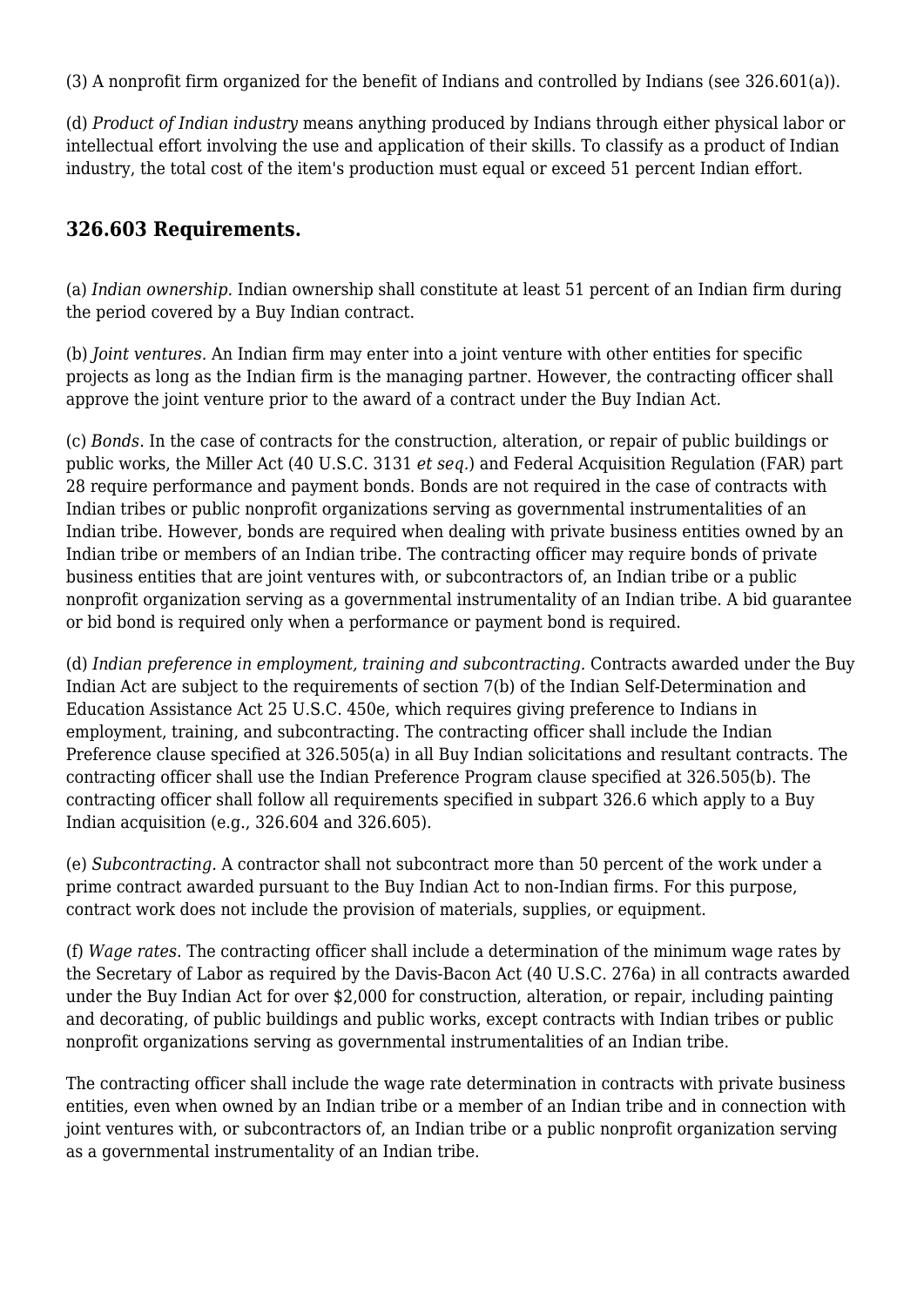(3) A nonprofit firm organized for the benefit of Indians and controlled by Indians (see 326.601(a)).

(d) *Product of Indian industry* means anything produced by Indians through either physical labor or intellectual effort involving the use and application of their skills. To classify as a product of Indian industry, the total cost of the item's production must equal or exceed 51 percent Indian effort.

### 326.603 Requirements.

(a) *Indian ownership.* Indian ownership shall constitute at least 51 percent of an Indian firm during the period covered by a Buy Indian contract.

(b) *Joint ventures.* An Indian firm may enter into a joint venture with other entities for specific projects as long as the Indian firm is the managing partner. However, the contracting officer shall approve the joint venture prior to the award of a contract under the Buy Indian Act.

(c) *Bonds.* In the case of contracts for the construction, alteration, or repair of public buildings or public works, the Miller Act (40 U.S.C. 3131 *et seq.*) and Federal Acquisition Regulation (FAR) part 28 require performance and payment bonds. Bonds are not required in the case of contracts with Indian tribes or public nonprofit organizations serving as governmental instrumentalities of an Indian tribe. However, bonds are required when dealing with private business entities owned by an Indian tribe or members of an Indian tribe. The contracting officer may require bonds of private business entities that are joint ventures with, or subcontractors of, an Indian tribe or a public nonprofit organization serving as a governmental instrumentality of an Indian tribe. A bid guarantee or bid bond is required only when a performance or payment bond is required.

(d) *Indian preference in employment, training and subcontracting.* Contracts awarded under the Buy Indian Act are subject to the requirements of section 7(b) of the Indian Self-Determination and Education Assistance Act 25 U.S.C. 450e, which requires giving preference to Indians in employment, training, and subcontracting. The contracting officer shall include the Indian Preference clause specified at 326.505(a) in all Buy Indian solicitations and resultant contracts. The contracting officer shall use the Indian Preference Program clause specified at 326.505(b). The contracting officer shall follow all requirements specified in subpart 326.6 which apply to a Buy Indian acquisition (e.g., 326.604 and 326.605).

(e) *Subcontracting.* A contractor shall not subcontract more than 50 percent of the work under a prime contract awarded pursuant to the Buy Indian Act to non-Indian firms. For this purpose, contract work does not include the provision of materials, supplies, or equipment.

(f) *Wage rates.* The contracting officer shall include a determination of the minimum wage rates by the Secretary of Labor as required by the Davis-Bacon Act (40 U.S.C. 276a) in all contracts awarded under the Buy Indian Act for over $2,000 for construction, alteration, or repair, including painting and decorating, of public buildings and public works, except contracts with Indian tribes or public nonprofit organizations serving as governmental instrumentalities of an Indian tribe.

The contracting officer shall include the wage rate determination in contracts with private business entities, even when owned by an Indian tribe or a member of an Indian tribe and in connection with joint ventures with, or subcontractors of, an Indian tribe or a public nonprofit organization serving as a governmental instrumentality of an Indian tribe.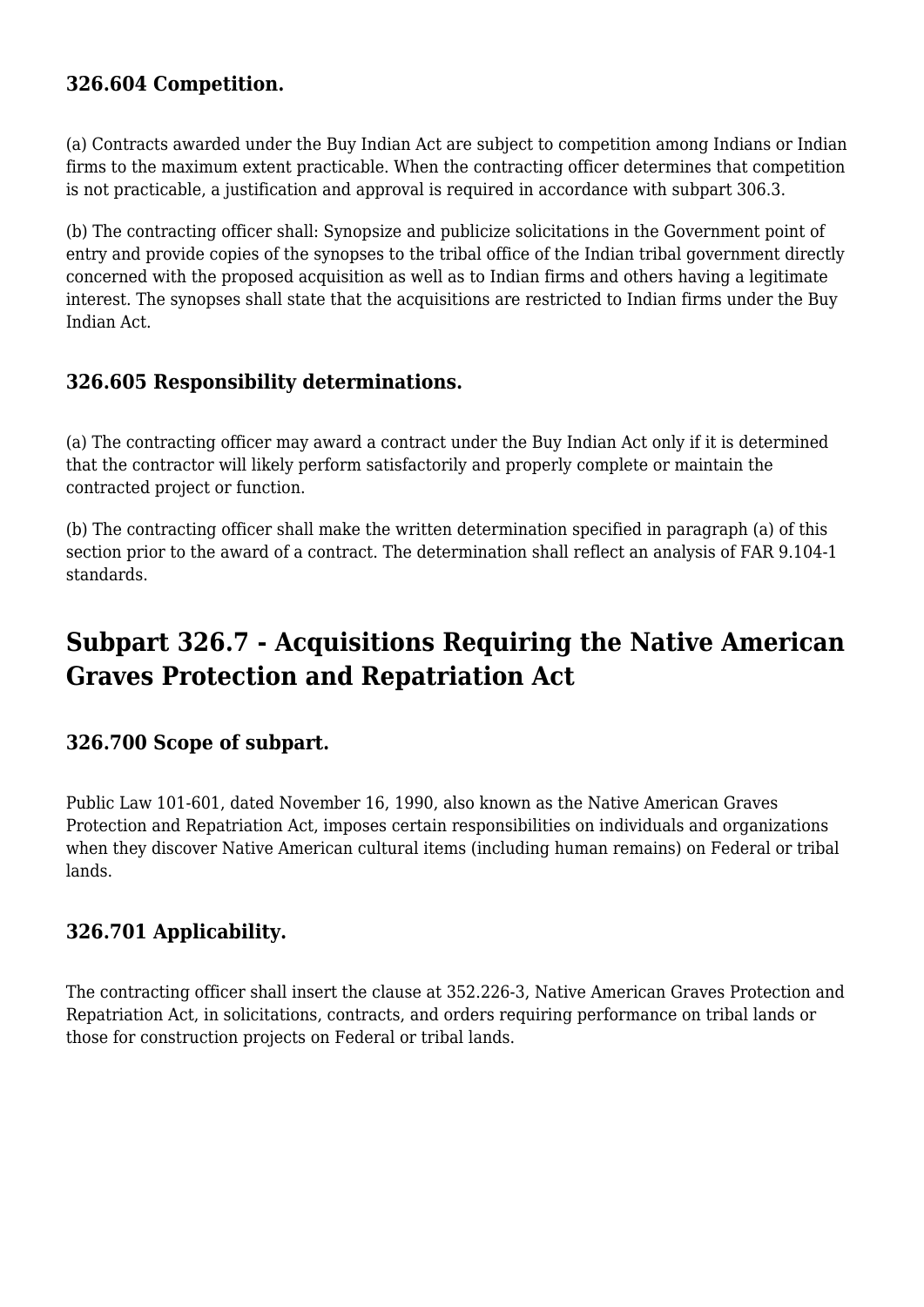### 326.604 Competition.

(a) Contracts awarded under the Buy Indian Act are subject to competition among Indians or Indian firms to the maximum extent practicable. When the contracting officer determines that competition is not practicable, a justification and approval is required in accordance with subpart 306.3.

(b) The contracting officer shall: Synopsize and publicize solicitations in the Government point of entry and provide copies of the synopses to the tribal office of the Indian tribal government directly concerned with the proposed acquisition as well as to Indian firms and others having a legitimate interest. The synopses shall state that the acquisitions are restricted to Indian firms under the Buy Indian Act.

### 326.605 Responsibility determinations.

(a) The contracting officer may award a contract under the Buy Indian Act only if it is determined that the contractor will likely perform satisfactorily and properly complete or maintain the contracted project or function.

(b) The contracting officer shall make the written determination specified in paragraph (a) of this section prior to the award of a contract. The determination shall reflect an analysis of FAR 9.104-1 standards.

## Subpart 326.7 - Acquisitions Requiring the Native American Graves Protection and Repatriation Act

### 326.700 Scope of subpart.

Public Law 101-601, dated November 16, 1990, also known as the Native American Graves Protection and Repatriation Act, imposes certain responsibilities on individuals and organizations when they discover Native American cultural items (including human remains) on Federal or tribal lands.

### 326.701 Applicability.

The contracting officer shall insert the clause at 352.226-3, Native American Graves Protection and Repatriation Act, in solicitations, contracts, and orders requiring performance on tribal lands or those for construction projects on Federal or tribal lands.